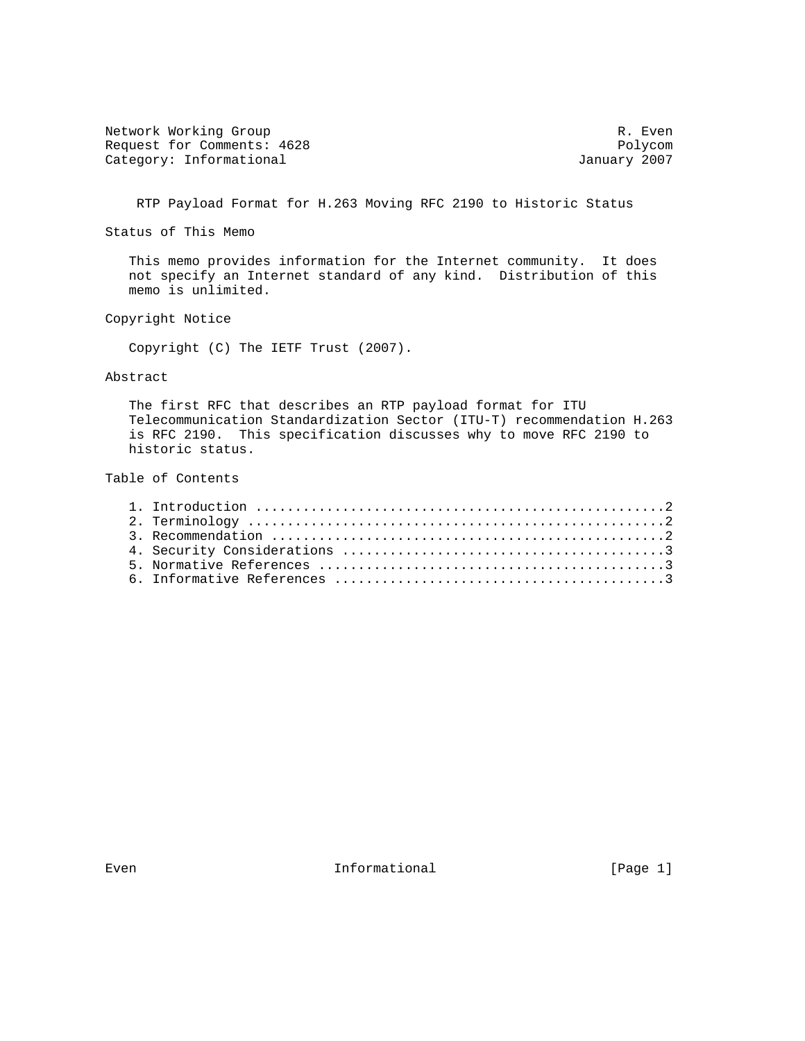Network Working Group R. Even
Request for Comments: 4628 Polycom
Category: Informational January 2007

# RTP Payload Format for H.263 Moving RFC 2190 to Historic Status

## Status of This Memo

This memo provides information for the Internet community. It does not specify an Internet standard of any kind. Distribution of this memo is unlimited.

## Copyright Notice

Copyright (C) The IETF Trust (2007).

## Abstract

The first RFC that describes an RTP payload format for ITU Telecommunication Standardization Sector (ITU-T) recommendation H.263 is RFC 2190. This specification discusses why to move RFC 2190 to historic status.

## Table of Contents

1. Introduction ....................................................2
2. Terminology .....................................................2
3. Recommendation ..................................................2
4. Security Considerations .........................................3
5. Normative References ............................................3
6. Informative References ..........................................3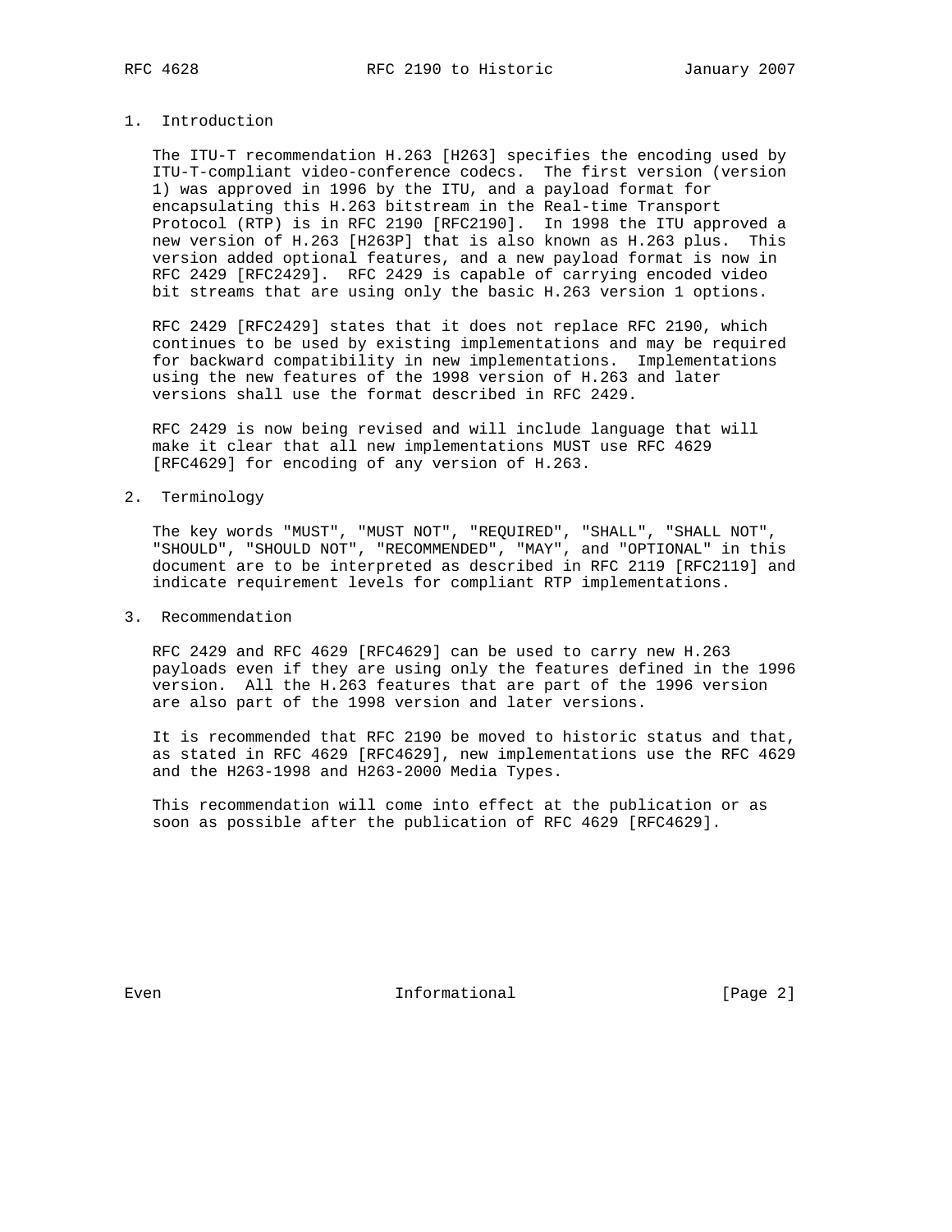## 1. Introduction

The ITU-T recommendation H.263 [H263] specifies the encoding used by ITU-T-compliant video-conference codecs. The first version (version 1) was approved in 1996 by the ITU, and a payload format for encapsulating this H.263 bitstream in the Real-time Transport Protocol (RTP) is in RFC 2190 [RFC2190]. In 1998 the ITU approved a new version of H.263 [H263P] that is also known as H.263 plus. This version added optional features, and a new payload format is now in RFC 2429 [RFC2429]. RFC 2429 is capable of carrying encoded video bit streams that are using only the basic H.263 version 1 options.

RFC 2429 [RFC2429] states that it does not replace RFC 2190, which continues to be used by existing implementations and may be required for backward compatibility in new implementations. Implementations using the new features of the 1998 version of H.263 and later versions shall use the format described in RFC 2429.

RFC 2429 is now being revised and will include language that will make it clear that all new implementations MUST use RFC 4629 [RFC4629] for encoding of any version of H.263.

## 2. Terminology

The key words "MUST", "MUST NOT", "REQUIRED", "SHALL", "SHALL NOT", "SHOULD", "SHOULD NOT", "RECOMMENDED", "MAY", and "OPTIONAL" in this document are to be interpreted as described in RFC 2119 [RFC2119] and indicate requirement levels for compliant RTP implementations.

## 3. Recommendation

RFC 2429 and RFC 4629 [RFC4629] can be used to carry new H.263 payloads even if they are using only the features defined in the 1996 version. All the H.263 features that are part of the 1996 version are also part of the 1998 version and later versions.

It is recommended that RFC 2190 be moved to historic status and that, as stated in RFC 4629 [RFC4629], new implementations use the RFC 4629 and the H263-1998 and H263-2000 Media Types.

This recommendation will come into effect at the publication or as soon as possible after the publication of RFC 4629 [RFC4629].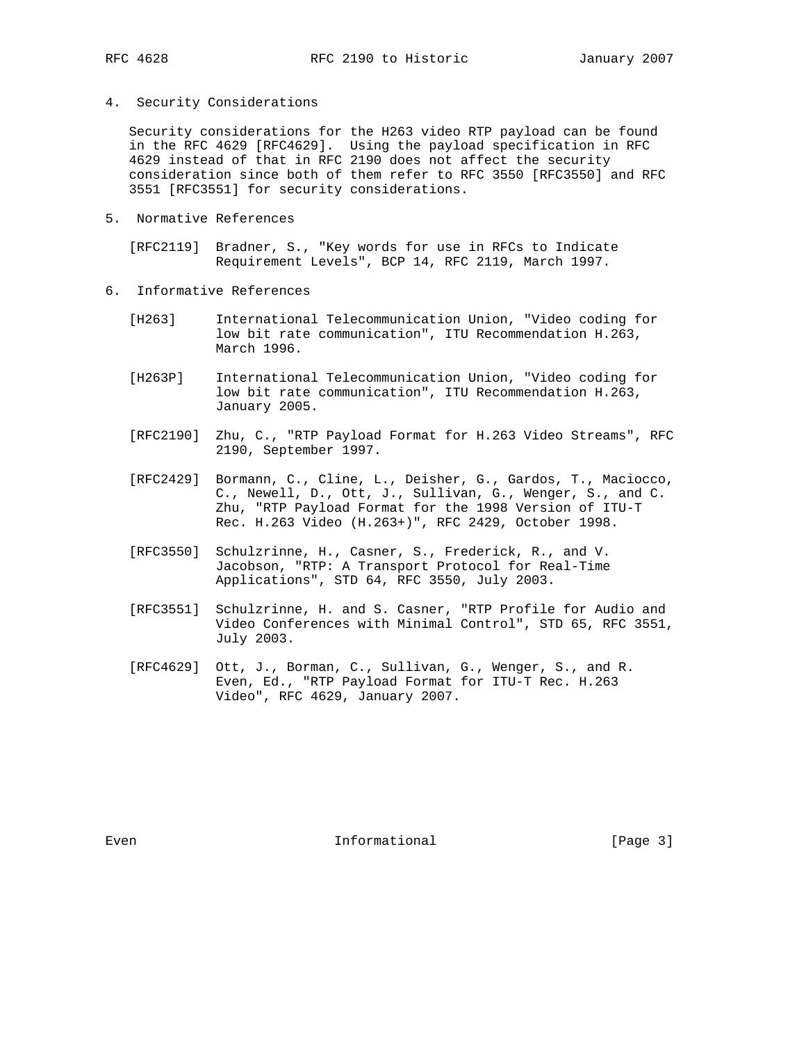## 4. Security Considerations

Security considerations for the H263 video RTP payload can be found in the RFC 4629 [RFC4629]. Using the payload specification in RFC 4629 instead of that in RFC 2190 does not affect the security consideration since both of them refer to RFC 3550 [RFC3550] and RFC 3551 [RFC3551] for security considerations.

## 5. Normative References

[RFC2119] Bradner, S., "Key words for use in RFCs to Indicate Requirement Levels", BCP 14, RFC 2119, March 1997.

## 6. Informative References

[H263] International Telecommunication Union, "Video coding for low bit rate communication", ITU Recommendation H.263, March 1996.

[H263P] International Telecommunication Union, "Video coding for low bit rate communication", ITU Recommendation H.263, January 2005.

[RFC2190] Zhu, C., "RTP Payload Format for H.263 Video Streams", RFC 2190, September 1997.

[RFC2429] Bormann, C., Cline, L., Deisher, G., Gardos, T., Maciocco, C., Newell, D., Ott, J., Sullivan, G., Wenger, S., and C. Zhu, "RTP Payload Format for the 1998 Version of ITU-T Rec. H.263 Video (H.263+)", RFC 2429, October 1998.

[RFC3550] Schulzrinne, H., Casner, S., Frederick, R., and V. Jacobson, "RTP: A Transport Protocol for Real-Time Applications", STD 64, RFC 3550, July 2003.

[RFC3551] Schulzrinne, H. and S. Casner, "RTP Profile for Audio and Video Conferences with Minimal Control", STD 65, RFC 3551, July 2003.

[RFC4629] Ott, J., Borman, C., Sullivan, G., Wenger, S., and R. Even, Ed., "RTP Payload Format for ITU-T Rec. H.263 Video", RFC 4629, January 2007.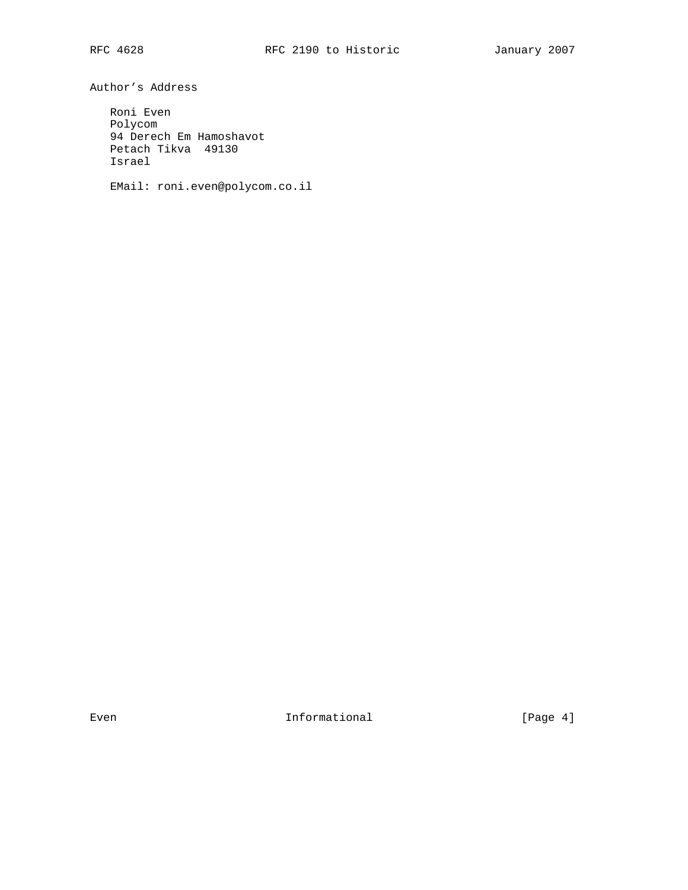## Author's Address

Roni Even
Polycom
94 Derech Em Hamoshavot
Petach Tikva  49130
Israel

EMail: roni.even@polycom.co.il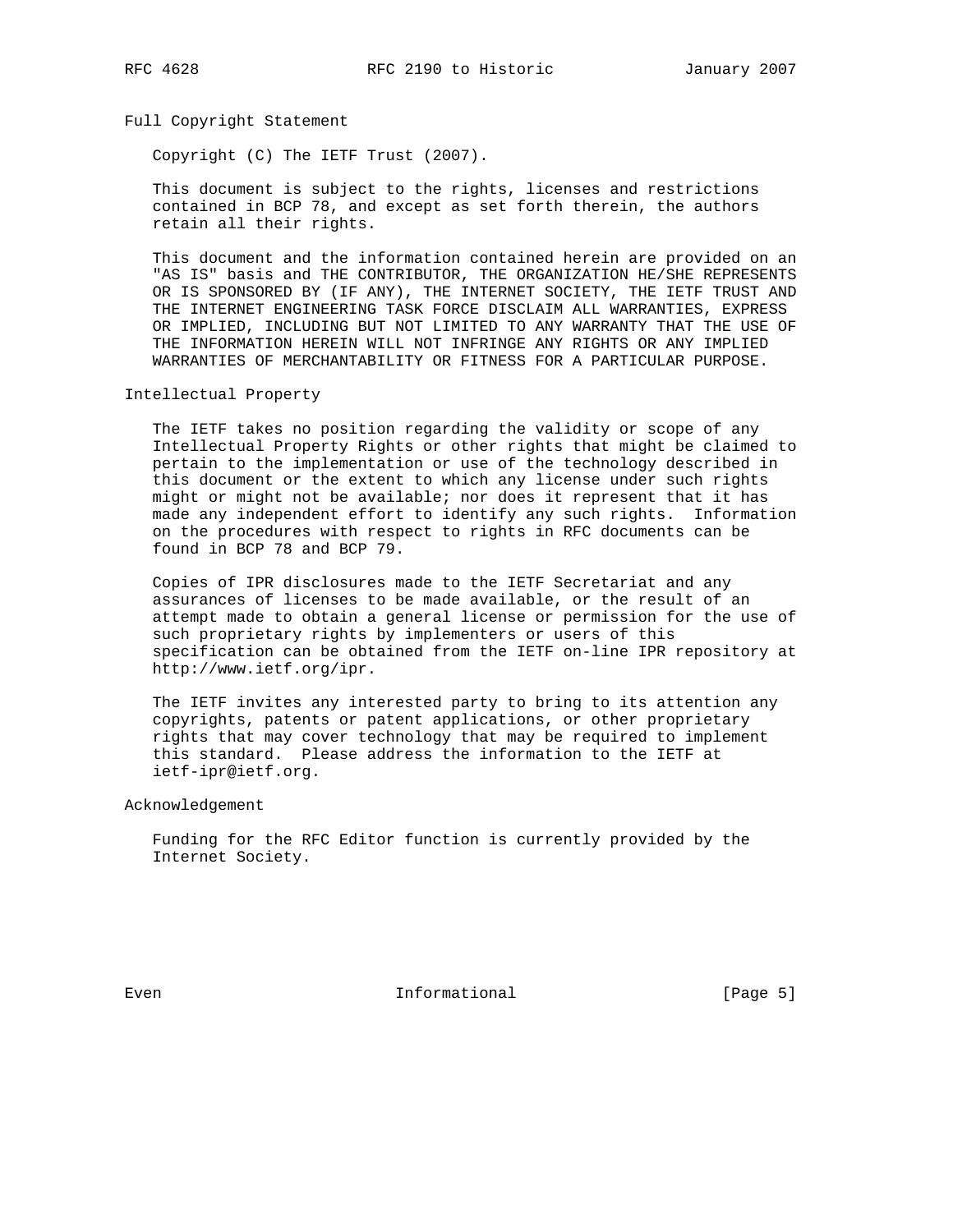## Full Copyright Statement

Copyright (C) The IETF Trust (2007).

This document is subject to the rights, licenses and restrictions contained in BCP 78, and except as set forth therein, the authors retain all their rights.

This document and the information contained herein are provided on an "AS IS" basis and THE CONTRIBUTOR, THE ORGANIZATION HE/SHE REPRESENTS OR IS SPONSORED BY (IF ANY), THE INTERNET SOCIETY, THE IETF TRUST AND THE INTERNET ENGINEERING TASK FORCE DISCLAIM ALL WARRANTIES, EXPRESS OR IMPLIED, INCLUDING BUT NOT LIMITED TO ANY WARRANTY THAT THE USE OF THE INFORMATION HEREIN WILL NOT INFRINGE ANY RIGHTS OR ANY IMPLIED WARRANTIES OF MERCHANTABILITY OR FITNESS FOR A PARTICULAR PURPOSE.

## Intellectual Property

The IETF takes no position regarding the validity or scope of any Intellectual Property Rights or other rights that might be claimed to pertain to the implementation or use of the technology described in this document or the extent to which any license under such rights might or might not be available; nor does it represent that it has made any independent effort to identify any such rights. Information on the procedures with respect to rights in RFC documents can be found in BCP 78 and BCP 79.

Copies of IPR disclosures made to the IETF Secretariat and any assurances of licenses to be made available, or the result of an attempt made to obtain a general license or permission for the use of such proprietary rights by implementers or users of this specification can be obtained from the IETF on-line IPR repository at http://www.ietf.org/ipr.

The IETF invites any interested party to bring to its attention any copyrights, patents or patent applications, or other proprietary rights that may cover technology that may be required to implement this standard. Please address the information to the IETF at ietf-ipr@ietf.org.

## Acknowledgement

Funding for the RFC Editor function is currently provided by the Internet Society.